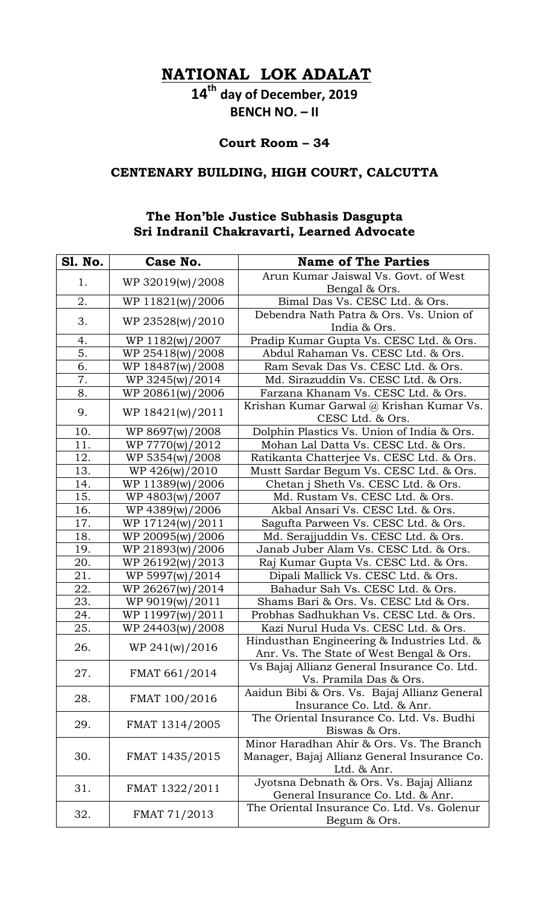# NATIONAL LOK ADALAT

## 14th day of December, 2019

## BENCH NO. – II

### Court Room – 34

### CENTENARY BUILDING, HIGH COURT, CALCUTTA

**The Hon'ble Justice Subhasis Dasgupta**
**Sri Indranil Chakravarti, Learned Advocate**

| Sl. No. | Case No. | Name of The Parties |
|---|---|---|
| 1. | WP 32019(w)/2008 | Arun Kumar Jaiswal Vs. Govt. of West Bengal & Ors. |
| 2. | WP 11821(w)/2006 | Bimal Das Vs. CESC Ltd. & Ors. |
| 3. | WP 23528(w)/2010 | Debendra Nath Patra & Ors. Vs. Union of India & Ors. |
| 4. | WP 1182(w)/2007 | Pradip Kumar Gupta Vs. CESC Ltd. & Ors. |
| 5. | WP 25418(w)/2008 | Abdul Rahaman Vs. CESC Ltd. & Ors. |
| 6. | WP 18487(w)/2008 | Ram Sevak Das Vs. CESC Ltd. & Ors. |
| 7. | WP 3245(w)/2014 | Md. Sirazuddin Vs. CESC Ltd. & Ors. |
| 8. | WP 20861(w)/2006 | Farzana Khanam Vs. CESC Ltd. & Ors. |
| 9. | WP 18421(w)/2011 | Krishan Kumar Garwal @ Krishan Kumar Vs. CESC Ltd. & Ors. |
| 10. | WP 8697(w)/2008 | Dolphin Plastics Vs. Union of India & Ors. |
| 11. | WP 7770(w)/2012 | Mohan Lal Datta Vs. CESC Ltd. & Ors. |
| 12. | WP 5354(w)/2008 | Ratikanta Chatterjee Vs. CESC Ltd. & Ors. |
| 13. | WP 426(w)/2010 | Mustt Sardar Begum Vs. CESC Ltd. & Ors. |
| 14. | WP 11389(w)/2006 | Chetan j Sheth Vs. CESC Ltd. & Ors. |
| 15. | WP 4803(w)/2007 | Md. Rustam Vs. CESC Ltd. & Ors. |
| 16. | WP 4389(w)/2006 | Akbal Ansari Vs. CESC Ltd. & Ors. |
| 17. | WP 17124(w)/2011 | Sagufta Parween Vs. CESC Ltd. & Ors. |
| 18. | WP 20095(w)/2006 | Md. Serajjuddin Vs. CESC Ltd. & Ors. |
| 19. | WP 21893(w)/2006 | Janab Juber Alam Vs. CESC Ltd. & Ors. |
| 20. | WP 26192(w)/2013 | Raj Kumar Gupta Vs. CESC Ltd. & Ors. |
| 21. | WP 5997(w)/2014 | Dipali Mallick Vs. CESC Ltd. & Ors. |
| 22. | WP 26267(w)/2014 | Bahadur Sah Vs. CESC Ltd. & Ors. |
| 23. | WP 9019(w)/2011 | Shams Bari & Ors. Vs. CESC Ltd & Ors. |
| 24. | WP 11997(w)/2011 | Probhas Sadhukhan Vs. CESC Ltd. & Ors. |
| 25. | WP 24403(w)/2008 | Kazi Nurul Huda Vs. CESC Ltd. & Ors. |
| 26. | WP 241(w)/2016 | Hindusthan Engineering & Industries Ltd. & Anr. Vs. The State of West Bengal & Ors. |
| 27. | FMAT 661/2014 | Vs Bajaj Allianz General Insurance Co. Ltd. Vs. Pramila Das & Ors. |
| 28. | FMAT 100/2016 | Aaidun Bibi & Ors. Vs. Bajaj Allianz General Insurance Co. Ltd. & Anr. |
| 29. | FMAT 1314/2005 | The Oriental Insurance Co. Ltd. Vs. Budhi Biswas & Ors. |
| 30. | FMAT 1435/2015 | Minor Haradhan Ahir & Ors. Vs. The Branch Manager, Bajaj Allianz General Insurance Co. Ltd. & Anr. |
| 31. | FMAT 1322/2011 | Jyotsna Debnath & Ors. Vs. Bajaj Allianz General Insurance Co. Ltd. & Anr. |
| 32. | FMAT 71/2013 | The Oriental Insurance Co. Ltd. Vs. Golenur Begum & Ors. |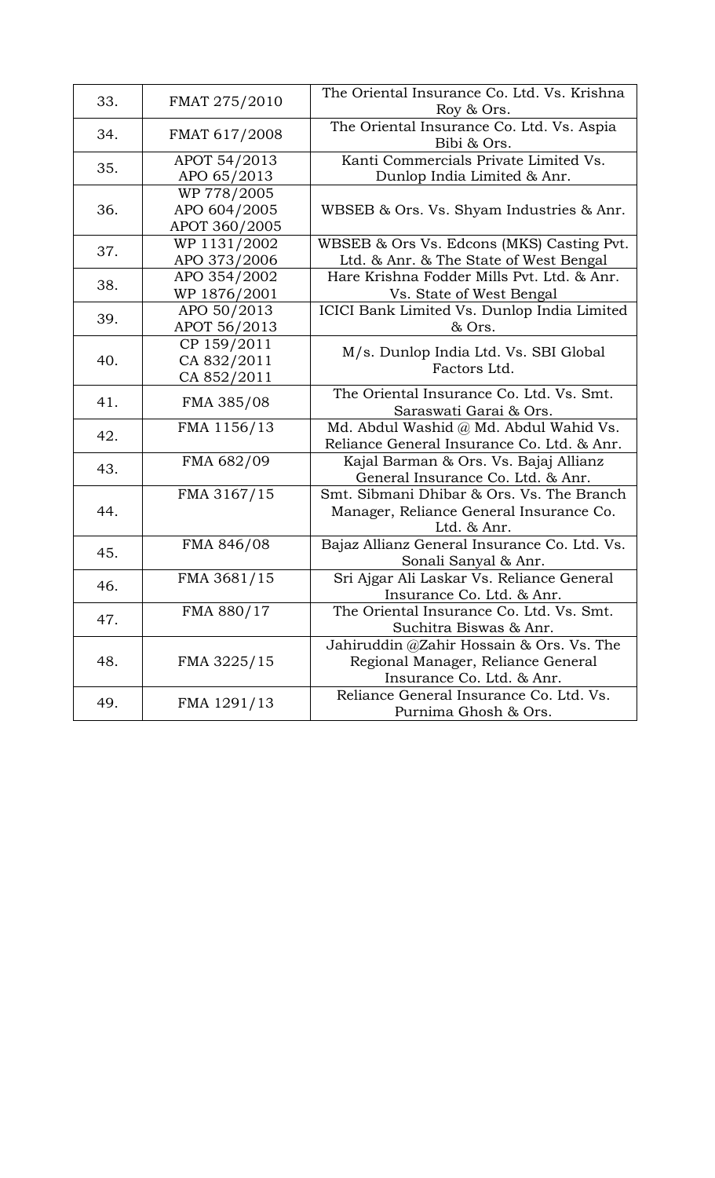| | | |
|---|---|---|
| 33. | FMAT 275/2010 | The Oriental Insurance Co. Ltd. Vs. Krishna Roy & Ors. |
| 34. | FMAT 617/2008 | The Oriental Insurance Co. Ltd. Vs. Aspia Bibi & Ors. |
| 35. | APOT 54/2013<br>APO 65/2013 | Kanti Commercials Private Limited Vs. Dunlop India Limited & Anr. |
| 36. | WP 778/2005<br>APO 604/2005<br>APOT 360/2005 | WBSEB & Ors. Vs. Shyam Industries & Anr. |
| 37. | WP 1131/2002<br>APO 373/2006 | WBSEB & Ors Vs. Edcons (MKS) Casting Pvt. Ltd. & Anr. & The State of West Bengal |
| 38. | APO 354/2002<br>WP 1876/2001 | Hare Krishna Fodder Mills Pvt. Ltd. & Anr. Vs. State of West Bengal |
| 39. | APO 50/2013<br>APOT 56/2013 | ICICI Bank Limited Vs. Dunlop India Limited & Ors. |
| 40. | CP 159/2011<br>CA 832/2011<br>CA 852/2011 | M/s. Dunlop India Ltd. Vs. SBI Global Factors Ltd. |
| 41. | FMA 385/08 | The Oriental Insurance Co. Ltd. Vs. Smt. Saraswati Garai & Ors. |
| 42. | FMA 1156/13 | Md. Abdul Washid @ Md. Abdul Wahid Vs. Reliance General Insurance Co. Ltd. & Anr. |
| 43. | FMA 682/09 | Kajal Barman & Ors. Vs. Bajaj Allianz General Insurance Co. Ltd. & Anr. |
| 44. | FMA 3167/15 | Smt. Sibmani Dhibar & Ors. Vs. The Branch Manager, Reliance General Insurance Co. Ltd. & Anr. |
| 45. | FMA 846/08 | Bajaz Allianz General Insurance Co. Ltd. Vs. Sonali Sanyal & Anr. |
| 46. | FMA 3681/15 | Sri Ajgar Ali Laskar Vs. Reliance General Insurance Co. Ltd. & Anr. |
| 47. | FMA 880/17 | The Oriental Insurance Co. Ltd. Vs. Smt. Suchitra Biswas & Anr. |
| 48. | FMA 3225/15 | Jahiruddin @Zahir Hossain & Ors. Vs. The Regional Manager, Reliance General Insurance Co. Ltd. & Anr. |
| 49. | FMA 1291/13 | Reliance General Insurance Co. Ltd. Vs. Purnima Ghosh & Ors. |